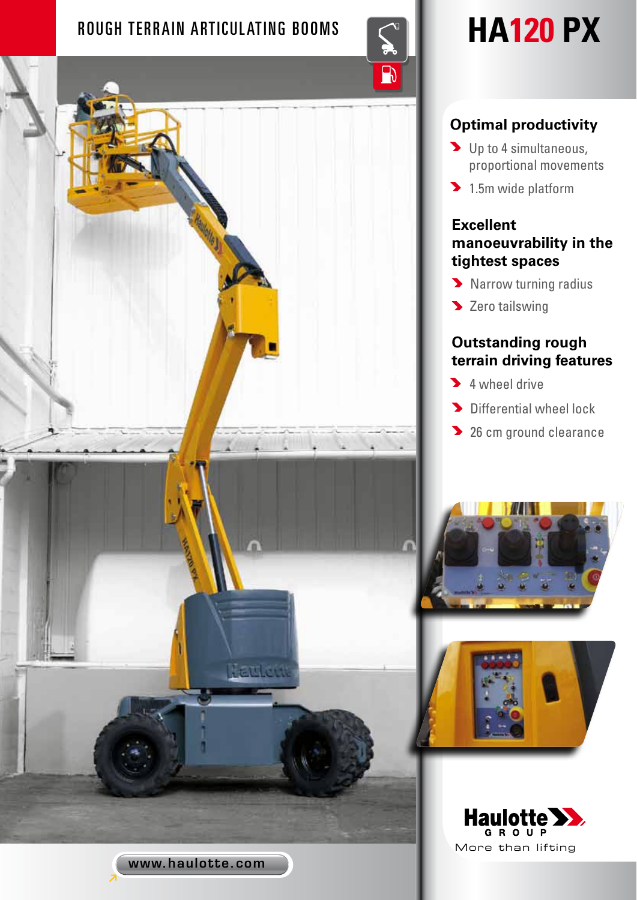ROUGH TERRAIN ARTICULATING BOOMS

# HA120 PX

## Optimal productivity

- Up to 4 simultaneous, proportional movements
- 1.5m wide platform

## Excellent manoeuvrability in the tightest spaces

- Narrow turning radius
- Zero tailswing

## Outstanding rough terrain driving features

- 4 wheel drive
- Differential wheel lock
- 26 cm ground clearance

Haulotte GROUP

More than lifting

www.haulotte.com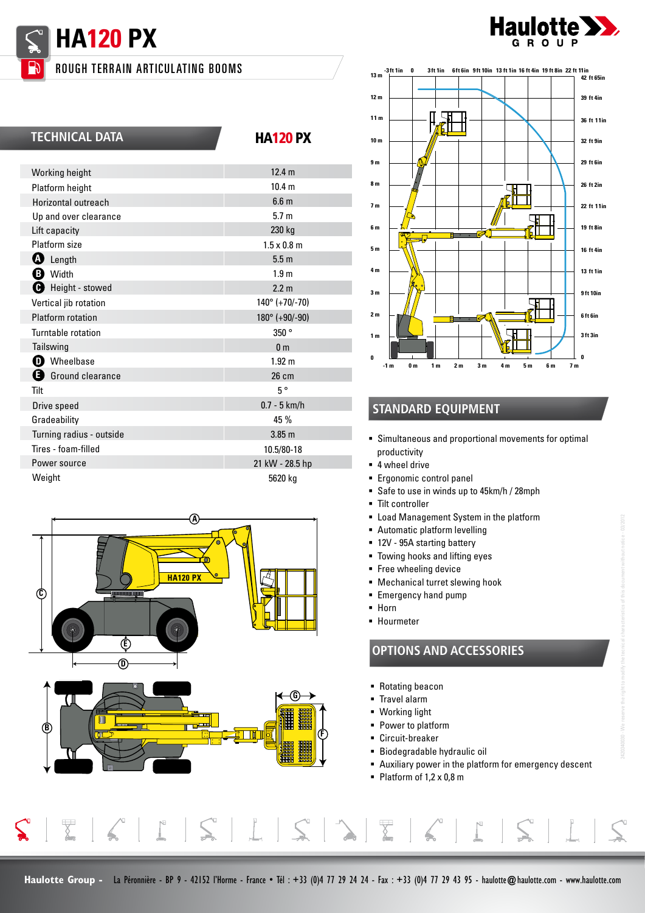# HA120 PX

ROUGH TERRAIN ARTICULATING BOOMS

Haulotte GROUP

## TECHNICAL DATA

| | HA120 PX |
|---|---|
| Working height | 12.4 m |
| Platform height | 10.4 m |
| Horizontal outreach | 6.6 m |
| Up and over clearance | 5.7 m |
| Lift capacity | 230 kg |
| Platform size | 1.5 x 0.8 m |
| A Length | 5.5 m |
| B Width | 1.9 m |
| C Height - stowed | 2.2 m |
| Vertical jib rotation | 140° (+70/-70) |
| Platform rotation | 180° (+90/-90) |
| Turntable rotation | 350 ° |
| Tailswing | 0 m |
| D Wheelbase | 1.92 m |
| E Ground clearance | 26 cm |
| Tilt | 5 ° |
| Drive speed | 0.7 - 5 km/h |
| Gradeability | 45 % |
| Turning radius - outside | 3.85 m |
| Tires - foam-filled | 10.5/80-18 |
| Power source | 21 kW - 28.5 hp |
| Weight | 5620 kg |

-3ft 1in 0 3ft 1in 6ft 6in 9ft 10in 13 ft 1in 16 ft 4in 19 ft 8in 22 ft 11in

13 m 12 m 11 m 10 m 9 m 8 m 7 m 6 m 5 m 4 m 3 m 2 m 1 m 0

42 ft 65in 39 ft 4in 36 ft 11in 32 ft 9in 29 ft 6in 26 ft 2in 22 ft 11in 19 ft 8in 16 ft 4in 13 ft 1in 9 ft 10in 6 ft 6in 3 ft 3in 0

-1 m 0 m 1 m 2 m 3 m 4 m 5 m 6 m 7 m

A B C D E F G

HA120 PX

## STANDARD EQUIPMENT

- Simultaneous and proportional movements for optimal productivity
- 4 wheel drive
- Ergonomic control panel
- Safe to use in winds up to 45km/h / 28mph
- Tilt controller
- Load Management System in the platform
- Automatic platform levelling
- 12V - 95A starting battery
- Towing hooks and lifting eyes
- Free wheeling device
- Mechanical turret slewing hook
- Emergency hand pump
- Horn
- Hourmeter

## OPTIONS AND ACCESSORIES

- Rotating beacon
- Travel alarm
- Working light
- Power to platform
- Circuit-breaker
- Biodegradable hydraulic oil
- Auxiliary power in the platform for emergency descent
- Platform of 1,2 x 0,8 m

**Haulotte Group -** La Péronnière - BP 9 - 42152 l'Horme - France • Tél : +33 (0)4 77 29 24 24 - Fax : +33 (0)4 77 29 43 95 - haulotte@haulotte.com - www.haulotte.com